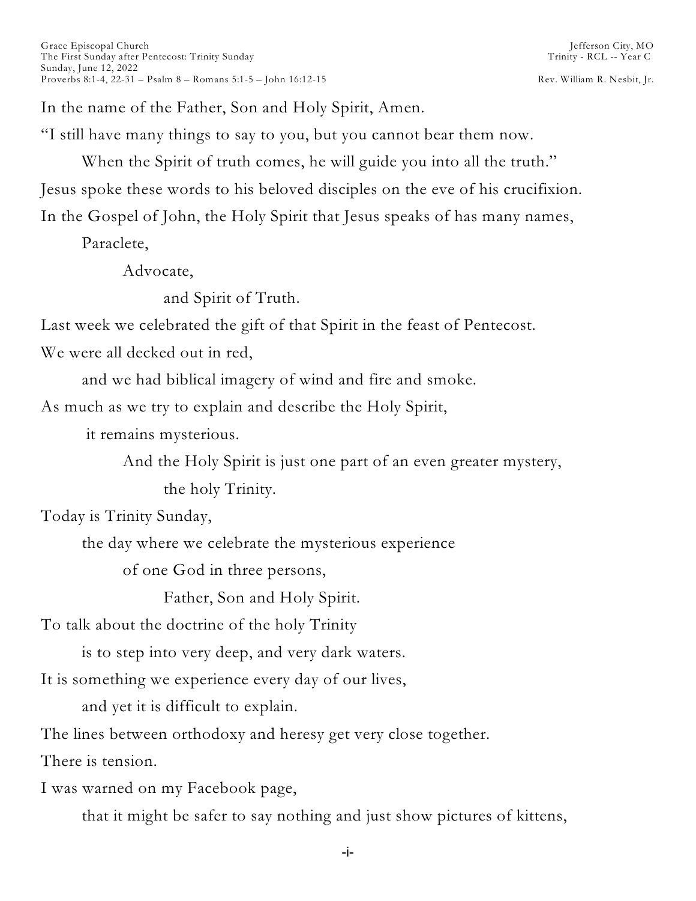Grace Episcopal Church
The First Sunday after Pentecost: Trinity Sunday
Sunday, June 12, 2022
Proverbs 8:1-4, 22-31 – Psalm 8 – Romans 5:1-5 – John 16:12-15

Jefferson City, MO
Trinity - RCL -- Year C
Rev. William R. Nesbit, Jr.

In the name of the Father, Son and Holy Spirit, Amen.

"I still have many things to say to you, but you cannot bear them now.

When the Spirit of truth comes, he will guide you into all the truth."

Jesus spoke these words to his beloved disciples on the eve of his crucifixion.

In the Gospel of John, the Holy Spirit that Jesus speaks of has many names,

Paraclete,

Advocate,

and Spirit of Truth.

Last week we celebrated the gift of that Spirit in the feast of Pentecost.

We were all decked out in red,

and we had biblical imagery of wind and fire and smoke.

As much as we try to explain and describe the Holy Spirit,

it remains mysterious.

And the Holy Spirit is just one part of an even greater mystery,

the holy Trinity.

Today is Trinity Sunday,

the day where we celebrate the mysterious experience

of one God in three persons,

Father, Son and Holy Spirit.

To talk about the doctrine of the holy Trinity

is to step into very deep, and very dark waters.

It is something we experience every day of our lives,

and yet it is difficult to explain.

The lines between orthodoxy and heresy get very close together.

There is tension.

I was warned on my Facebook page,

that it might be safer to say nothing and just show pictures of kittens,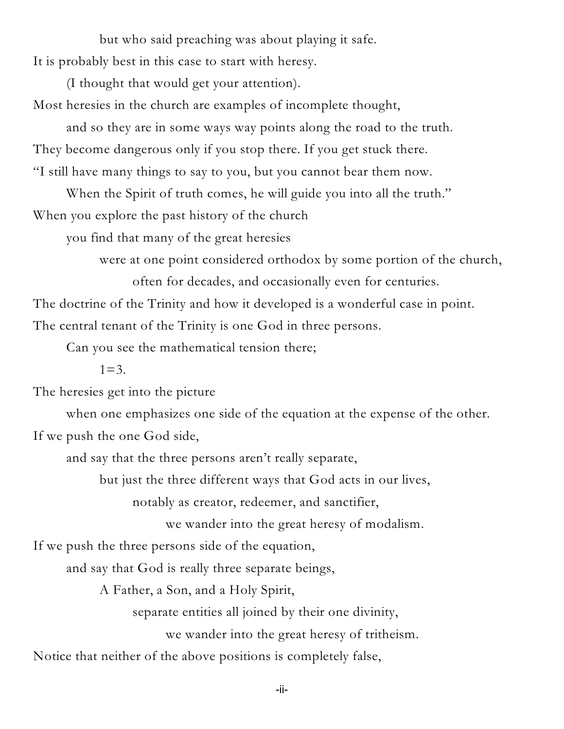but who said preaching was about playing it safe.

It is probably best in this case to start with heresy.

(I thought that would get your attention).

Most heresies in the church are examples of incomplete thought,

and so they are in some ways way points along the road to the truth.

They become dangerous only if you stop there. If you get stuck there.

"I still have many things to say to you, but you cannot bear them now.

When the Spirit of truth comes, he will guide you into all the truth."

When you explore the past history of the church

you find that many of the great heresies

were at one point considered orthodox by some portion of the church,

often for decades, and occasionally even for centuries.

The doctrine of the Trinity and how it developed is a wonderful case in point.

The central tenant of the Trinity is one God in three persons.

Can you see the mathematical tension there;

$1=3$.

The heresies get into the picture

when one emphasizes one side of the equation at the expense of the other.

If we push the one God side,

and say that the three persons aren't really separate,

but just the three different ways that God acts in our lives,

notably as creator, redeemer, and sanctifier,

we wander into the great heresy of modalism.

If we push the three persons side of the equation,

and say that God is really three separate beings,

A Father, a Son, and a Holy Spirit,

separate entities all joined by their one divinity,

we wander into the great heresy of tritheism.

Notice that neither of the above positions is completely false,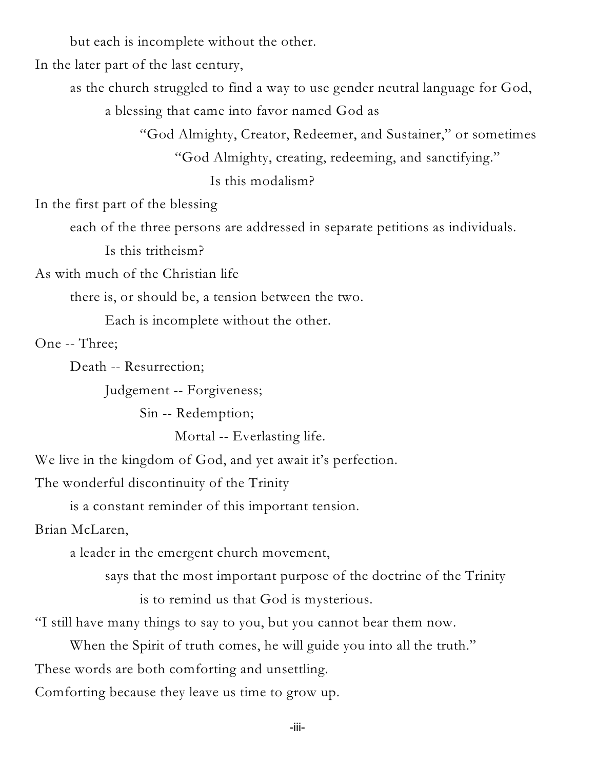but each is incomplete without the other.

In the later part of the last century,

as the church struggled to find a way to use gender neutral language for God,

a blessing that came into favor named God as

"God Almighty, Creator, Redeemer, and Sustainer," or sometimes

"God Almighty, creating, redeeming, and sanctifying."

Is this modalism?

In the first part of the blessing

each of the three persons are addressed in separate petitions as individuals.

Is this tritheism?

As with much of the Christian life

there is, or should be, a tension between the two.

Each is incomplete without the other.

One -- Three;

Death -- Resurrection;

Judgement -- Forgiveness;

Sin -- Redemption;

Mortal -- Everlasting life.

We live in the kingdom of God, and yet await it's perfection.

The wonderful discontinuity of the Trinity

is a constant reminder of this important tension.

Brian McLaren,

a leader in the emergent church movement,

says that the most important purpose of the doctrine of the Trinity

is to remind us that God is mysterious.

"I still have many things to say to you, but you cannot bear them now.

When the Spirit of truth comes, he will guide you into all the truth."

These words are both comforting and unsettling.

Comforting because they leave us time to grow up.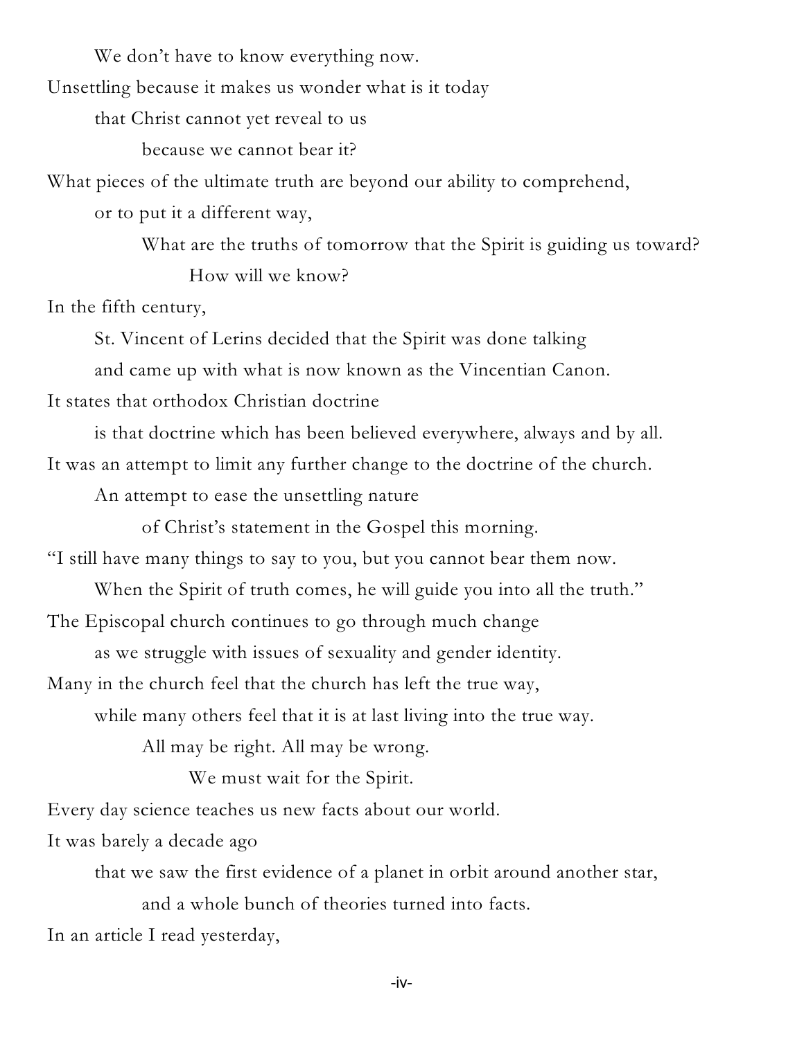We don't have to know everything now.

Unsettling because it makes us wonder what is it today

that Christ cannot yet reveal to us

because we cannot bear it?

What pieces of the ultimate truth are beyond our ability to comprehend,

or to put it a different way,

What are the truths of tomorrow that the Spirit is guiding us toward?

How will we know?

In the fifth century,

St. Vincent of Lerins decided that the Spirit was done talking

and came up with what is now known as the Vincentian Canon.

It states that orthodox Christian doctrine

is that doctrine which has been believed everywhere, always and by all.

It was an attempt to limit any further change to the doctrine of the church.

An attempt to ease the unsettling nature

of Christ's statement in the Gospel this morning.

"I still have many things to say to you, but you cannot bear them now.

When the Spirit of truth comes, he will guide you into all the truth."

The Episcopal church continues to go through much change

as we struggle with issues of sexuality and gender identity.

Many in the church feel that the church has left the true way,

while many others feel that it is at last living into the true way.

All may be right. All may be wrong.

We must wait for the Spirit.

Every day science teaches us new facts about our world.

It was barely a decade ago

that we saw the first evidence of a planet in orbit around another star,

and a whole bunch of theories turned into facts.

In an article I read yesterday,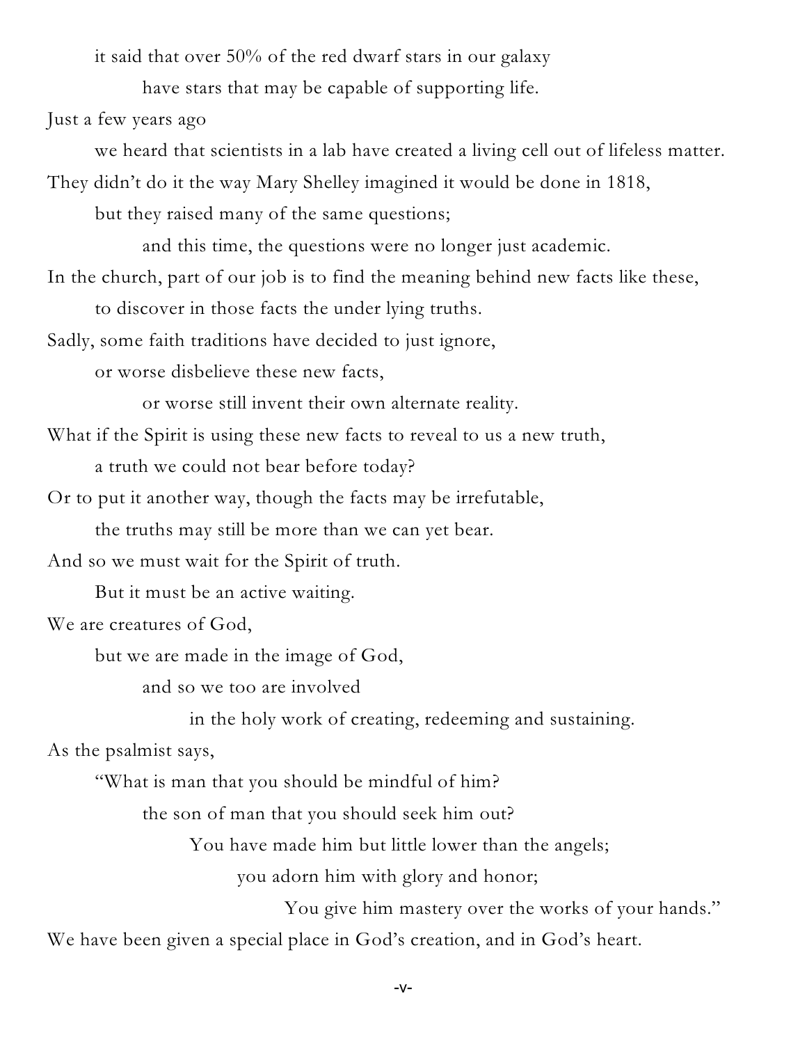it said that over 50% of the red dwarf stars in our galaxy

have stars that may be capable of supporting life.

Just a few years ago

we heard that scientists in a lab have created a living cell out of lifeless matter.

They didn't do it the way Mary Shelley imagined it would be done in 1818,

but they raised many of the same questions;

and this time, the questions were no longer just academic.

In the church, part of our job is to find the meaning behind new facts like these,

to discover in those facts the under lying truths.

Sadly, some faith traditions have decided to just ignore,

or worse disbelieve these new facts,

or worse still invent their own alternate reality.

What if the Spirit is using these new facts to reveal to us a new truth,

a truth we could not bear before today?

Or to put it another way, though the facts may be irrefutable,

the truths may still be more than we can yet bear.

And so we must wait for the Spirit of truth.

But it must be an active waiting.

We are creatures of God,

but we are made in the image of God,

and so we too are involved

in the holy work of creating, redeeming and sustaining.

As the psalmist says,

"What is man that you should be mindful of him?

the son of man that you should seek him out?

You have made him but little lower than the angels;

you adorn him with glory and honor;

You give him mastery over the works of your hands."

We have been given a special place in God's creation, and in God's heart.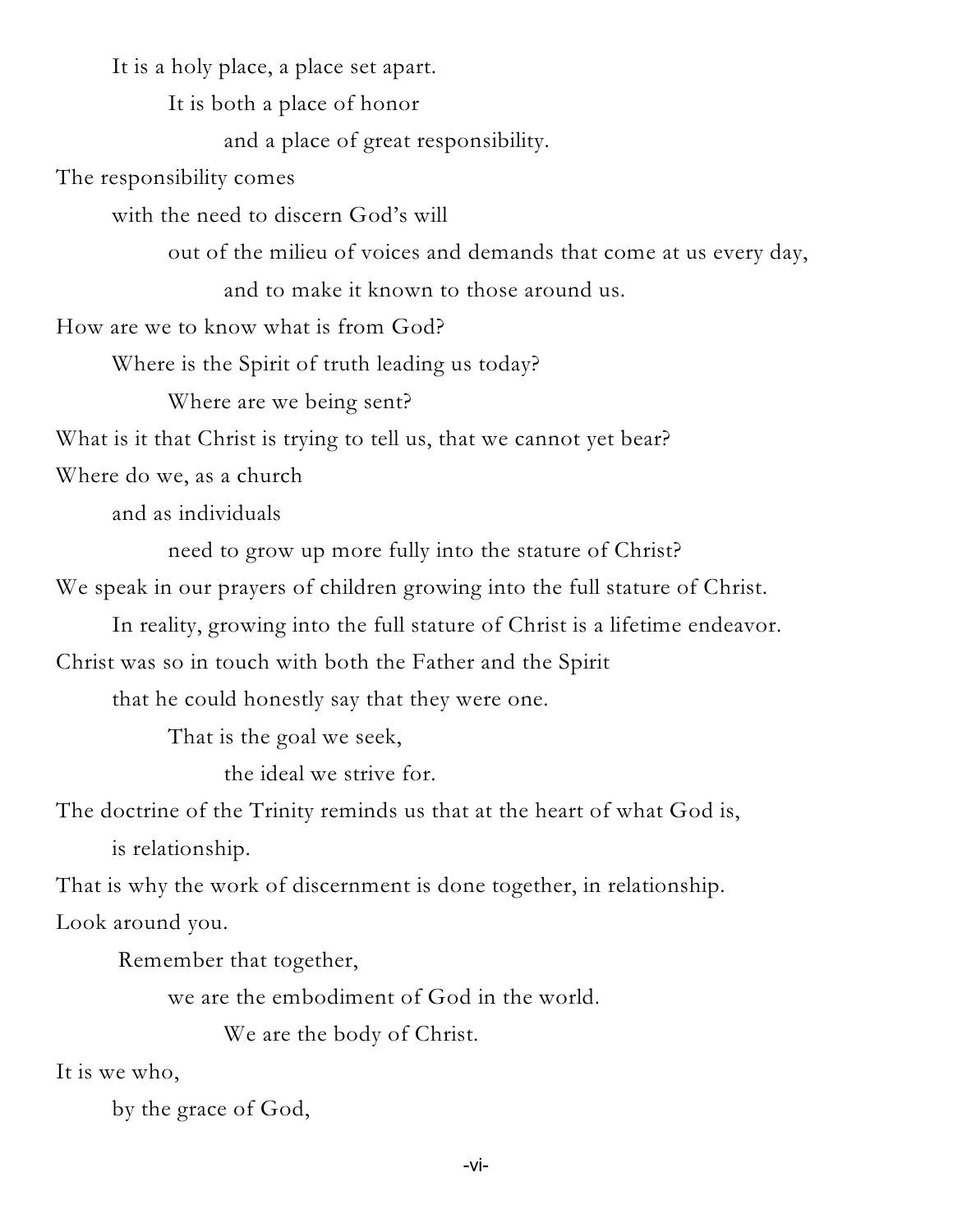It is a holy place, a place set apart.

It is both a place of honor

and a place of great responsibility.

The responsibility comes

with the need to discern God's will

out of the milieu of voices and demands that come at us every day,

and to make it known to those around us.

How are we to know what is from God?

Where is the Spirit of truth leading us today?

Where are we being sent?

What is it that Christ is trying to tell us, that we cannot yet bear?

Where do we, as a church

and as individuals

need to grow up more fully into the stature of Christ?

We speak in our prayers of children growing into the full stature of Christ.

In reality, growing into the full stature of Christ is a lifetime endeavor.

Christ was so in touch with both the Father and the Spirit

that he could honestly say that they were one.

That is the goal we seek,

the ideal we strive for.

The doctrine of the Trinity reminds us that at the heart of what God is,

is relationship.

That is why the work of discernment is done together, in relationship.

Look around you.

Remember that together,

we are the embodiment of God in the world.

We are the body of Christ.

It is we who,

by the grace of God,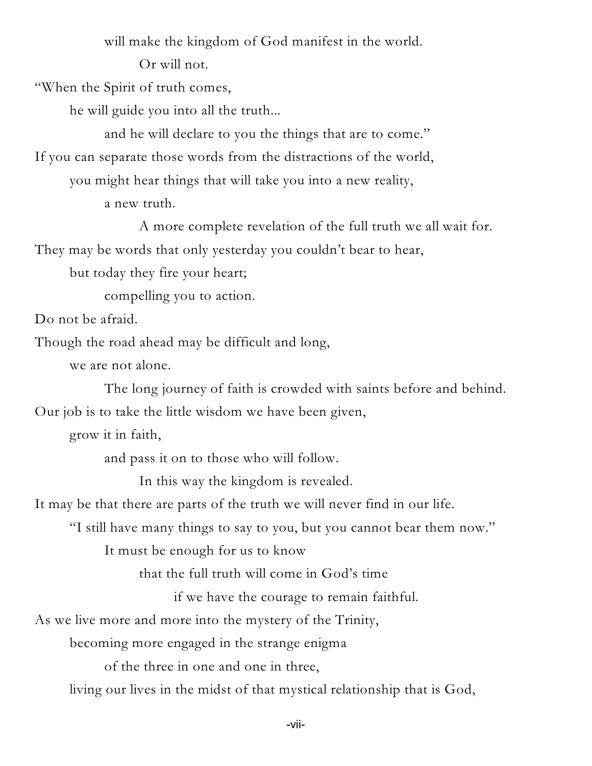will make the kingdom of God manifest in the world.

Or will not.

"When the Spirit of truth comes,

he will guide you into all the truth...

and he will declare to you the things that are to come."

If you can separate those words from the distractions of the world,

you might hear things that will take you into a new reality,

a new truth.

A more complete revelation of the full truth we all wait for.

They may be words that only yesterday you couldn't bear to hear,

but today they fire your heart;

compelling you to action.

Do not be afraid.

Though the road ahead may be difficult and long,

we are not alone.

The long journey of faith is crowded with saints before and behind.

Our job is to take the little wisdom we have been given,

grow it in faith,

and pass it on to those who will follow.

In this way the kingdom is revealed.

It may be that there are parts of the truth we will never find in our life.

"I still have many things to say to you, but you cannot bear them now."

It must be enough for us to know

that the full truth will come in God's time

if we have the courage to remain faithful.

As we live more and more into the mystery of the Trinity,

becoming more engaged in the strange enigma

of the three in one and one in three,

living our lives in the midst of that mystical relationship that is God,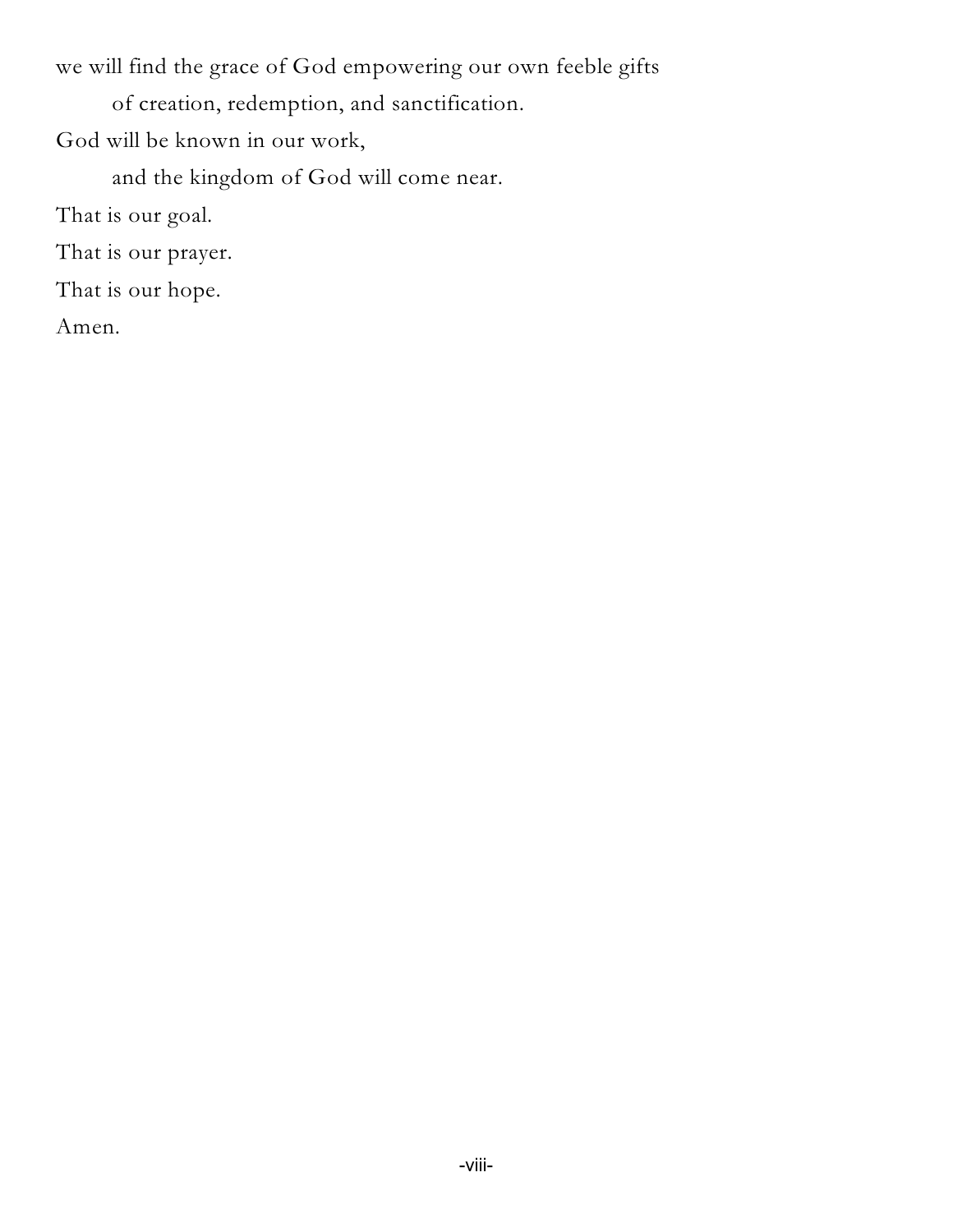we will find the grace of God empowering our own feeble gifts

of creation, redemption, and sanctification.

God will be known in our work,

and the kingdom of God will come near.

That is our goal.

That is our prayer.

That is our hope.

Amen.